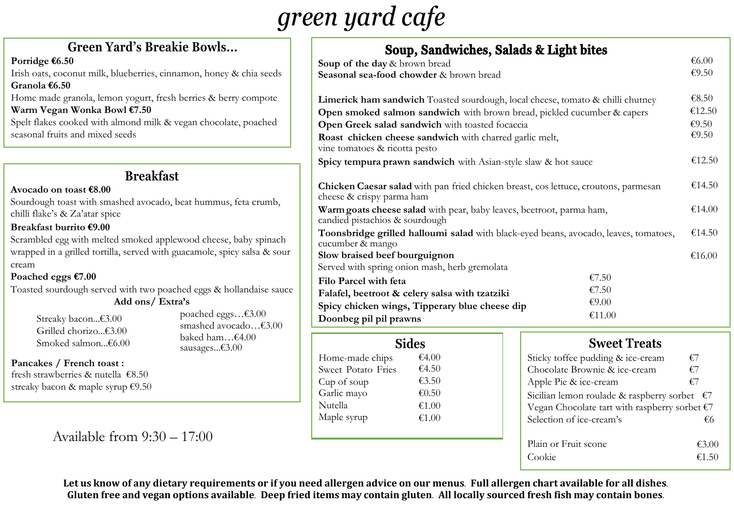# green yard cafe

## Green Yard's Breakie Bowls...

**Porridge €6.50**
Irish oats, coconut milk, blueberries, cinnamon, honey & chia seeds

**Granola €6.50**
Home made granola, lemon yogurt, fresh berries & berry compote

**Warm Vegan Wonka Bowl €7.50**
Spelt flakes cooked with almond milk & vegan chocolate, poached seasonal fruits and mixed seeds

## Breakfast

**Avocado on toast €8.00**
Sourdough toast with smashed avocado, beat hummus, feta crumb, chilli flake's & Za'atar spice

**Breakfast burrito €9.00**
Scrambled egg with melted smoked applewood cheese, baby spinach wrapped in a grilled tortilla, served with guacamole, spicy salsa & sour cream

**Poached eggs €7.00**
Toasted sourdough served with two poached eggs & hollandaise sauce

**Add ons/ Extra's**

- Streaky bacon...€3.00
- Grilled chorizo...€3.00
- Smoked salmon...€6.00
- poached eggs…€3.00
- smashed avocado…€3.00
- baked ham…€4.00
- sausages...€3.00

**Pancakes / French toast :**
fresh strawberries & nutella €8.50
streaky bacon & maple syrup €9.50

Available from 9:30 – 17:00

## Soup, Sandwiches, Salads & Light bites

| Item | Price |
|---|---|
| **Soup of the day** & brown bread | €6.00 |
| **Seasonal sea-food chowder** & brown bread | €9.50 |
| **Limerick ham sandwich** Toasted sourdough, local cheese, tomato & chilli chutney | €8.50 |
| **Open smoked salmon sandwich** with brown bread, pickled cucumber & capers | €12.50 |
| **Open Greek salad sandwich** with toasted focaccia | €9.50 |
| **Roast chicken cheese sandwich** with charred garlic melt, vine tomatoes & ricotta pesto | €9.50 |
| **Spicy tempura prawn sandwich** with Asian-style slaw & hot sauce | €12.50 |
| **Chicken Caesar salad** with pan fried chicken breast, cos lettuce, croutons, parmesan cheese & crispy parma ham | €14.50 |
| **Warm goats cheese salad** with pear, baby leaves, beetroot, parma ham, candied pistachios & sourdough | €14.00 |
| **Toonsbridge grilled halloumi salad** with black-eyed beans, avocado, leaves, tomatoes, cucumber & mango | €14.50 |
| **Slow braised beef bourguignon** Served with spring onion mash, herb gremolata | €16.00 |
| **Filo Parcel with feta** | €7.50 |
| **Falafel, beetroot & celery salsa with tzatziki** | €7.50 |
| **Spicy chicken wings, Tipperary blue cheese dip** | €9.00 |
| **Doonbeg pil pil prawns** | €11.00 |

## Sides

| Item | Price |
|---|---|
| Home-made chips | €4.00 |
| Sweet Potato Fries | €4.50 |
| Cup of soup | €3.50 |
| Garlic mayo | €0.50 |
| Nutella | €1.00 |
| Maple syrup | €1.00 |

## Sweet Treats

| Item | Price |
|---|---|
| Sticky toffee pudding & ice-cream | €7 |
| Chocolate Brownie & ice-cream | €7 |
| Apple Pie & ice-cream | €7 |
| Sicilian lemon roulade & raspberry sorbet | €7 |
| Vegan Chocolate tart with raspberry sorbet | €7 |
| Selection of ice-cream's | €6 |
| Plain or Fruit scone | €3.00 |
| Cookie | €1.50 |

**Let us know of any dietary requirements or if you need allergen advice on our menus. Full allergen chart available for all dishes. Gluten free and vegan options available. Deep fried items may contain gluten. All locally sourced fresh fish may contain bones.**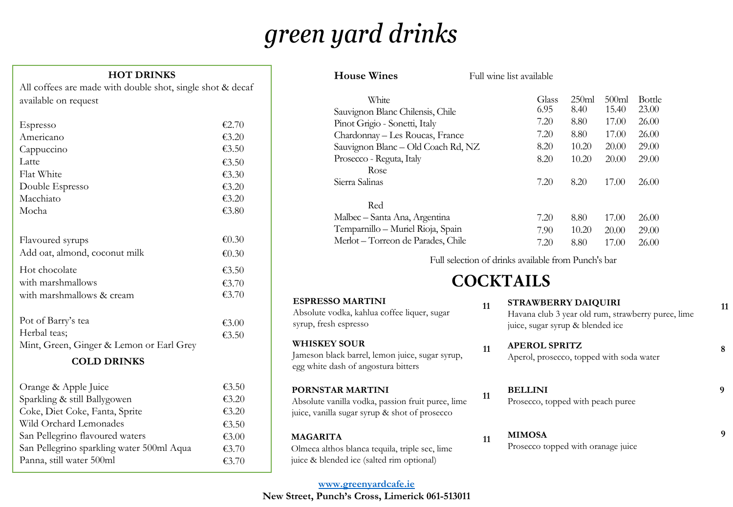# *green yard drinks*

## HOT DRINKS

All coffees are made with double shot, single shot & decaf available on request

| | |
|---|---|
| Espresso | €2.70 |
| Americano | €3.20 |
| Cappuccino | €3.50 |
| Latte | €3.50 |
| Flat White | €3.30 |
| Double Espresso | €3.20 |
| Macchiato | €3.20 |
| Mocha | €3.80 |
| Flavoured syrups | €0.30 |
| Add oat, almond, coconut milk | €0.30 |
| Hot chocolate | €3.50 |
| with marshmallows | €3.70 |
| with marshmallows & cream | €3.70 |
| Pot of Barry's tea | €3.00 |
| Herbal teas; | €3.50 |
| Mint, Green, Ginger & Lemon or Earl Grey | |

## COLD DRINKS

| | |
|---|---|
| Orange & Apple Juice | €3.50 |
| Sparkling & still Ballygowen | €3.20 |
| Coke, Diet Coke, Fanta, Sprite | €3.20 |
| Wild Orchard Lemonades | €3.50 |
| San Pellegrino flavoured waters | €3.00 |
| San Pellegrino sparkling water 500ml Aqua | €3.70 |
| Panna, still water 500ml | €3.70 |

## House Wines

Full wine list available

| White | Glass | 250ml | 500ml | Bottle |
|---|---|---|---|---|
| Sauvignon Blanc Chilensis, Chile | 6.95 | 8.40 | 15.40 | 23.00 |
| Pinot Grigio - Sonetti, Italy | 7.20 | 8.80 | 17.00 | 26.00 |
| Chardonnay – Les Roucas, France | 7.20 | 8.80 | 17.00 | 26.00 |
| Sauvignon Blanc – Old Coach Rd, NZ | 8.20 | 10.20 | 20.00 | 29.00 |
| Prosecco - Reguta, Italy | 8.20 | 10.20 | 20.00 | 29.00 |
| Rose | | | | |
| Sierra Salinas | 7.20 | 8.20 | 17.00 | 26.00 |
| Red | | | | |
| Malbec – Santa Ana, Argentina | 7.20 | 8.80 | 17.00 | 26.00 |
| Temparnillo – Muriel Rioja, Spain | 7.90 | 10.20 | 20.00 | 29.00 |
| Merlot – Torreon de Parades, Chile | 7.20 | 8.80 | 17.00 | 26.00 |

Full selection of drinks available from Punch's bar

## COCKTAILS

**ESPRESSO MARTINI** 11
Absolute vodka, kahlua coffee liquer, sugar syrup, fresh espresso

**WHISKEY SOUR** 11
Jameson black barrel, lemon juice, sugar syrup, egg white dash of angostura bitters

**PORNSTAR MARTINI** 11
Absolute vanilla vodka, passion fruit puree, lime juice, vanilla sugar syrup & shot of prosecco

**MAGARITA** 11
Olmeca althos blanca tequila, triple sec, lime juice & blended ice (salted rim optional)

**STRAWBERRY DAIQUIRI** 11
Havana club 3 year old rum, strawberry puree, lime juice, sugar syrup & blended ice

**APEROL SPRITZ** 8
Aperol, prosecco, topped with soda water

**BELLINI** 9
Prosecco, topped with peach puree

**MIMOSA** 9
Prosecco topped with oranage juice

**www.greenyardcafe.ie**

**New Street, Punch's Cross, Limerick 061-513011**